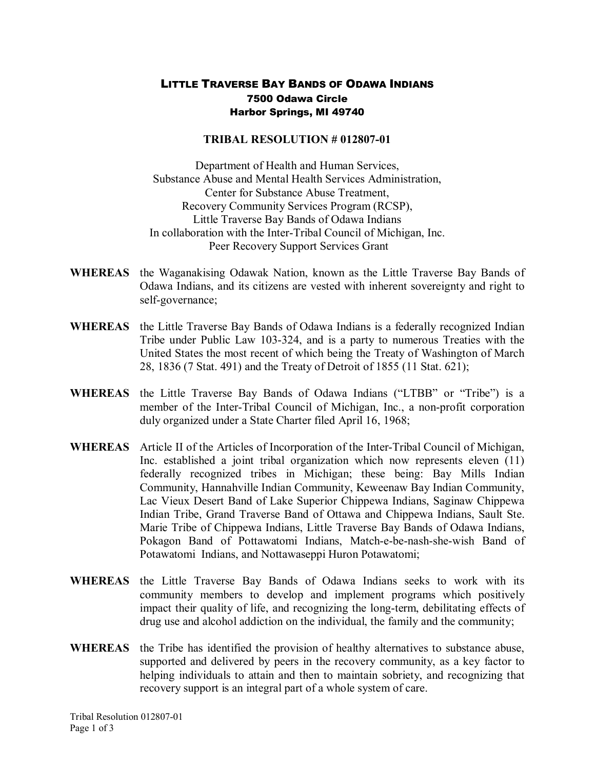# LITTLE TRAVERSE BAY BANDS OF ODAWA INDIANS

**7500 Odawa Circle**
**Harbor Springs, MI 49740**

## TRIBAL RESOLUTION # 012807-01

Department of Health and Human Services,
Substance Abuse and Mental Health Services Administration,
Center for Substance Abuse Treatment,
Recovery Community Services Program (RCSP),
Little Traverse Bay Bands of Odawa Indians
In collaboration with the Inter-Tribal Council of Michigan, Inc.
Peer Recovery Support Services Grant

**WHEREAS** the Waganakising Odawak Nation, known as the Little Traverse Bay Bands of Odawa Indians, and its citizens are vested with inherent sovereignty and right to self-governance;

**WHEREAS** the Little Traverse Bay Bands of Odawa Indians is a federally recognized Indian Tribe under Public Law 103-324, and is a party to numerous Treaties with the United States the most recent of which being the Treaty of Washington of March 28, 1836 (7 Stat. 491) and the Treaty of Detroit of 1855 (11 Stat. 621);

**WHEREAS** the Little Traverse Bay Bands of Odawa Indians ("LTBB" or "Tribe") is a member of the Inter-Tribal Council of Michigan, Inc., a non-profit corporation duly organized under a State Charter filed April 16, 1968;

**WHEREAS** Article II of the Articles of Incorporation of the Inter-Tribal Council of Michigan, Inc. established a joint tribal organization which now represents eleven (11) federally recognized tribes in Michigan; these being: Bay Mills Indian Community, Hannahville Indian Community, Keweenaw Bay Indian Community, Lac Vieux Desert Band of Lake Superior Chippewa Indians, Saginaw Chippewa Indian Tribe, Grand Traverse Band of Ottawa and Chippewa Indians, Sault Ste. Marie Tribe of Chippewa Indians, Little Traverse Bay Bands of Odawa Indians, Pokagon Band of Pottawatomi Indians, Match-e-be-nash-she-wish Band of Potawatomi Indians, and Nottawaseppi Huron Potawatomi;

**WHEREAS** the Little Traverse Bay Bands of Odawa Indians seeks to work with its community members to develop and implement programs which positively impact their quality of life, and recognizing the long-term, debilitating effects of drug use and alcohol addiction on the individual, the family and the community;

**WHEREAS** the Tribe has identified the provision of healthy alternatives to substance abuse, supported and delivered by peers in the recovery community, as a key factor to helping individuals to attain and then to maintain sobriety, and recognizing that recovery support is an integral part of a whole system of care.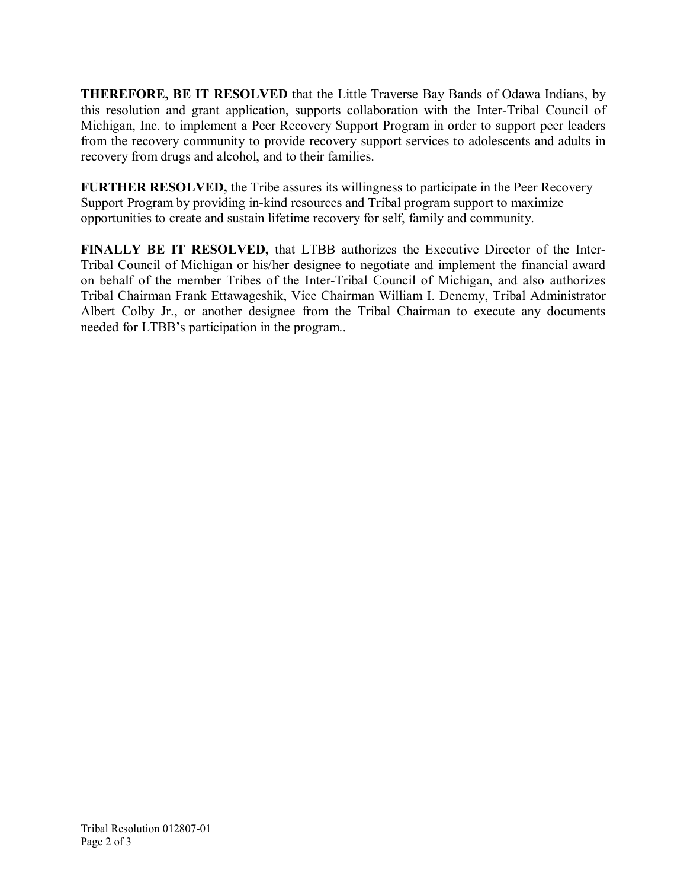**THEREFORE, BE IT RESOLVED** that the Little Traverse Bay Bands of Odawa Indians, by this resolution and grant application, supports collaboration with the Inter-Tribal Council of Michigan, Inc. to implement a Peer Recovery Support Program in order to support peer leaders from the recovery community to provide recovery support services to adolescents and adults in recovery from drugs and alcohol, and to their families.

**FURTHER RESOLVED,** the Tribe assures its willingness to participate in the Peer Recovery Support Program by providing in-kind resources and Tribal program support to maximize opportunities to create and sustain lifetime recovery for self, family and community.

**FINALLY BE IT RESOLVED,** that LTBB authorizes the Executive Director of the Inter-Tribal Council of Michigan or his/her designee to negotiate and implement the financial award on behalf of the member Tribes of the Inter-Tribal Council of Michigan, and also authorizes Tribal Chairman Frank Ettawageshik, Vice Chairman William I. Denemy, Tribal Administrator Albert Colby Jr., or another designee from the Tribal Chairman to execute any documents needed for LTBB's participation in the program..

Tribal Resolution 012807-01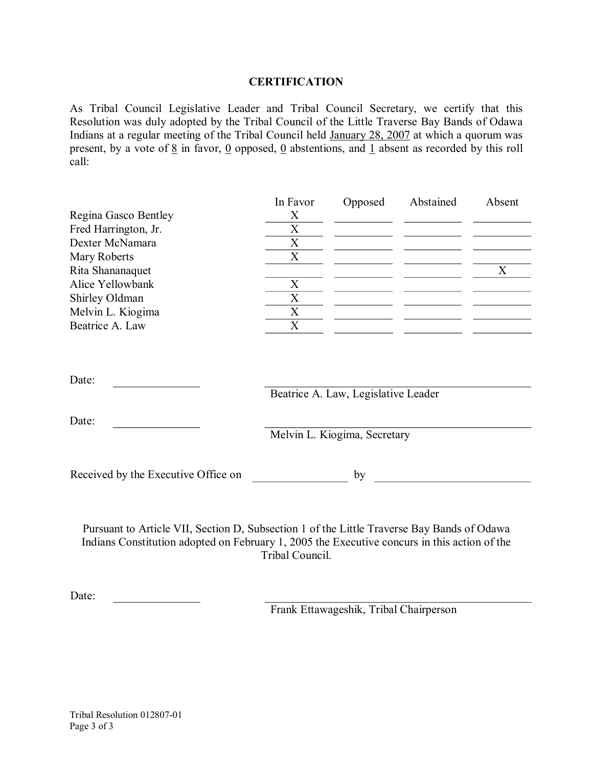## CERTIFICATION

As Tribal Council Legislative Leader and Tribal Council Secretary, we certify that this Resolution was duly adopted by the Tribal Council of the Little Traverse Bay Bands of Odawa Indians at a regular meeting of the Tribal Council held January 28, 2007 at which a quorum was present, by a vote of 8 in favor, 0 opposed, 0 abstentions, and 1 absent as recorded by this roll call:

| | In Favor | Opposed | Abstained | Absent |
|---|---|---|---|---|
| Regina Gasco Bentley | X | | | |
| Fred Harrington, Jr. | X | | | |
| Dexter McNamara | X | | | |
| Mary Roberts | X | | | |
| Rita Shananaquet | | | | X |
| Alice Yellowbank | X | | | |
| Shirley Oldman | X | | | |
| Melvin L. Kiogima | X | | | |
| Beatrice A. Law | X | | | |

Date: _______________ _______________________________
Beatrice A. Law, Legislative Leader

Date: _______________ _______________________________
Melvin L. Kiogima, Secretary

Received by the Executive Office on _______________ by _______________________

Pursuant to Article VII, Section D, Subsection 1 of the Little Traverse Bay Bands of Odawa Indians Constitution adopted on February 1, 2005 the Executive concurs in this action of the Tribal Council.

Date: _______________ _______________________________
Frank Ettawageshik, Tribal Chairperson

Tribal Resolution 012807-01